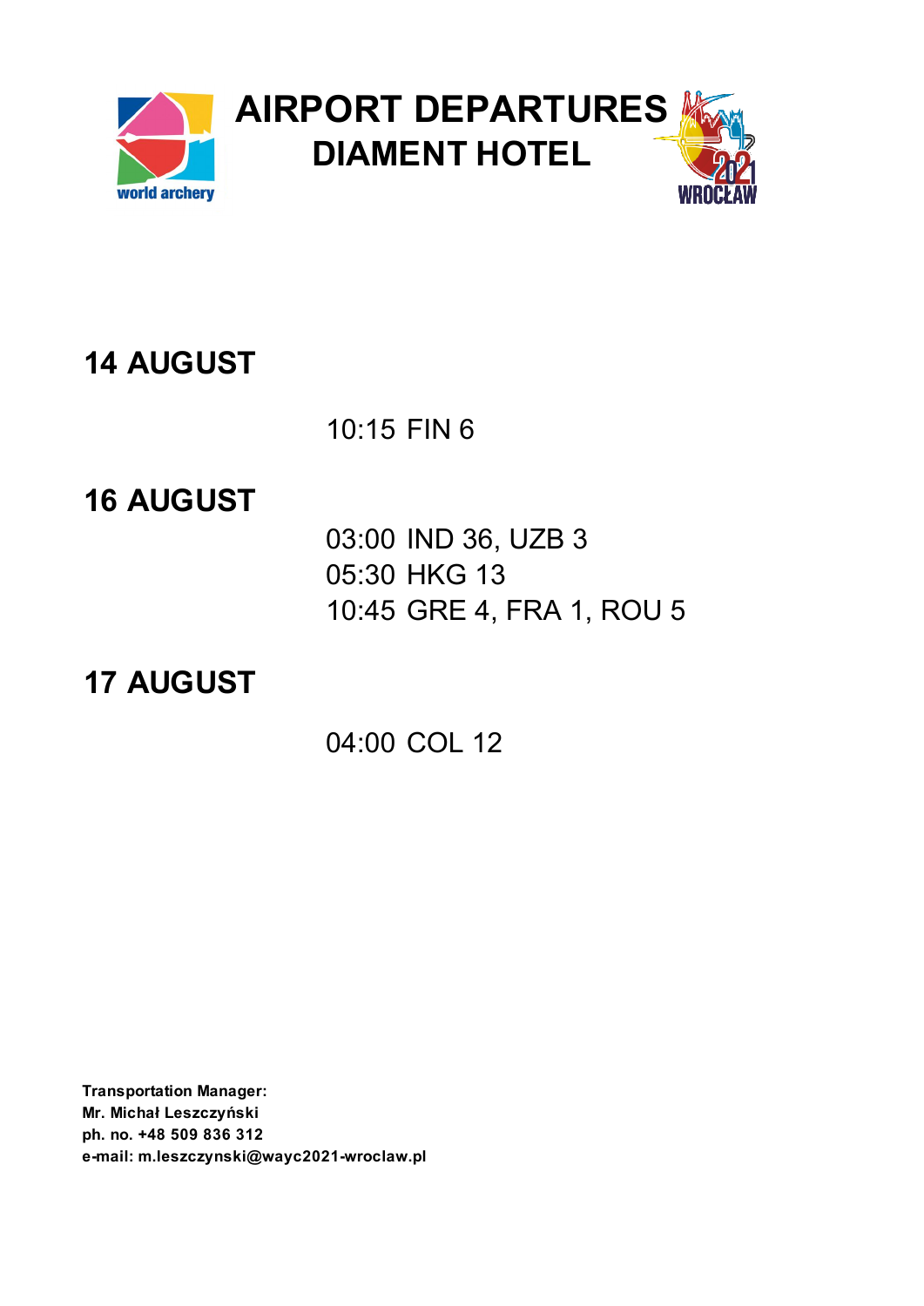# AIRPORT DEPARTURES
## DIAMENT HOTEL

## 14 AUGUST

10:15 FIN 6

## 16 AUGUST

03:00 IND 36, UZB 3
05:30 HKG 13
10:45 GRE 4, FRA 1, ROU 5

## 17 AUGUST

04:00 COL 12

**Transportation Manager:**
**Mr. Michał Leszczyński**
**ph. no. +48 509 836 312**
**e-mail: m.leszczynski@wayc2021-wroclaw.pl**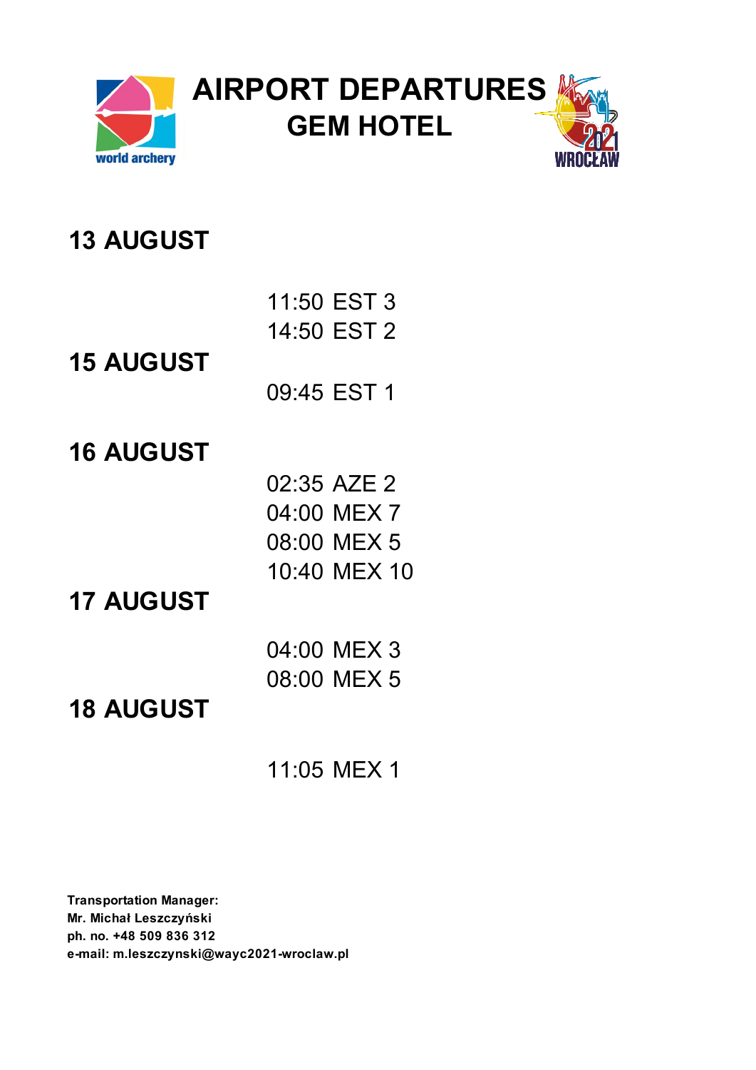# AIRPORT DEPARTURES
## GEM HOTEL

### 13 AUGUST

11:50 EST 3
14:50 EST 2

### 15 AUGUST

09:45 EST 1

### 16 AUGUST

02:35 AZE 2
04:00 MEX 7
08:00 MEX 5
10:40 MEX 10

### 17 AUGUST

04:00 MEX 3
08:00 MEX 5

### 18 AUGUST

11:05 MEX 1

**Transportation Manager:**
**Mr. Michał Leszczyński**
**ph. no. +48 509 836 312**
**e-mail: m.leszczynski@wayc2021-wroclaw.pl**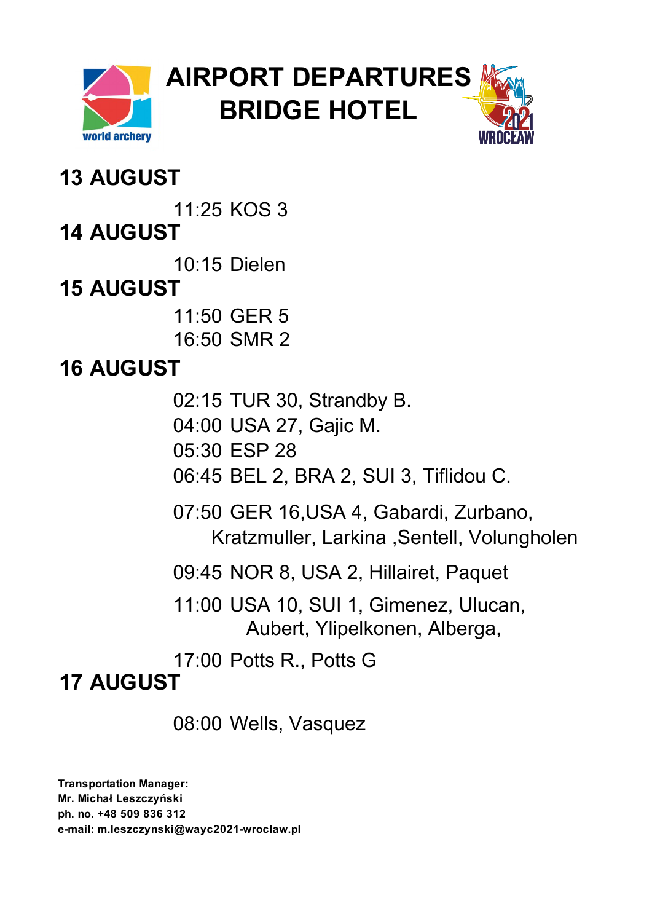# AIRPORT DEPARTURES
# BRIDGE HOTEL

## 13 AUGUST

11:25 KOS 3

## 14 AUGUST

10:15 Dielen

## 15 AUGUST

11:50 GER 5

16:50 SMR 2

## 16 AUGUST

02:15 TUR 30, Strandby B.

04:00 USA 27, Gajic M.

05:30 ESP 28

06:45 BEL 2, BRA 2, SUI 3, Tiflidou C.

07:50 GER 16,USA 4, Gabardi, Zurbano, Kratzmuller, Larkina ,Sentell, Volungholen

09:45 NOR 8, USA 2, Hillairet, Paquet

11:00 USA 10, SUI 1, Gimenez, Ulucan, Aubert, Ylipelkonen, Alberga,

17:00 Potts R., Potts G

## 17 AUGUST

08:00 Wells, Vasquez

**Transportation Manager:**
**Mr. Michał Leszczyński**
**ph. no. +48 509 836 312**
**e-mail: m.leszczynski@wayc2021-wroclaw.pl**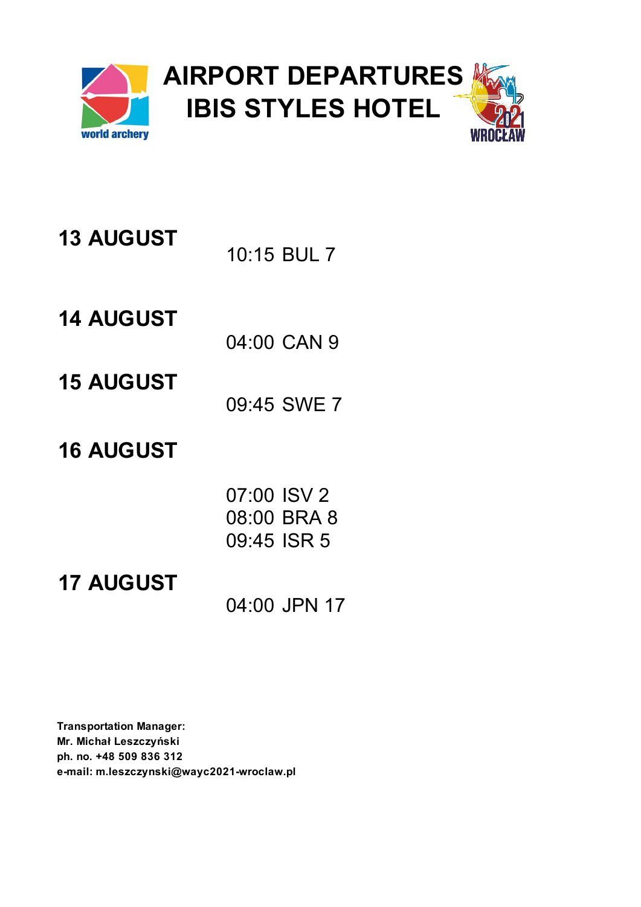# AIRPORT DEPARTURES
# IBIS STYLES HOTEL

## 13 AUGUST

10:15 BUL 7

## 14 AUGUST

04:00 CAN 9

## 15 AUGUST

09:45 SWE 7

## 16 AUGUST

07:00 ISV 2
08:00 BRA 8
09:45 ISR 5

## 17 AUGUST

04:00 JPN 17

**Transportation Manager:**
**Mr. Michał Leszczyński**
**ph. no. +48 509 836 312**
**e-mail: m.leszczynski@wayc2021-wroclaw.pl**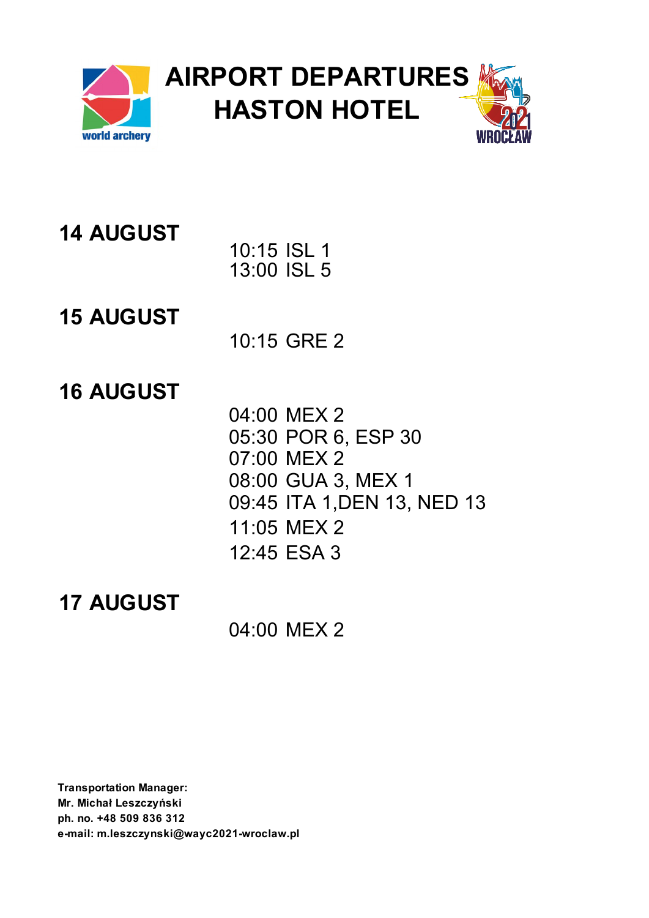# AIRPORT DEPARTURES
# HASTON HOTEL

## 14 AUGUST

10:15 ISL 1
13:00 ISL 5

## 15 AUGUST

10:15 GRE 2

## 16 AUGUST

04:00 MEX 2
05:30 POR 6, ESP 30
07:00 MEX 2
08:00 GUA 3, MEX 1
09:45 ITA 1,DEN 13, NED 13
11:05 MEX 2
12:45 ESA 3

## 17 AUGUST

04:00 MEX 2

**Transportation Manager:**
**Mr. Michał Leszczyński**
**ph. no. +48 509 836 312**
**e-mail: m.leszczynski@wayc2021-wroclaw.pl**